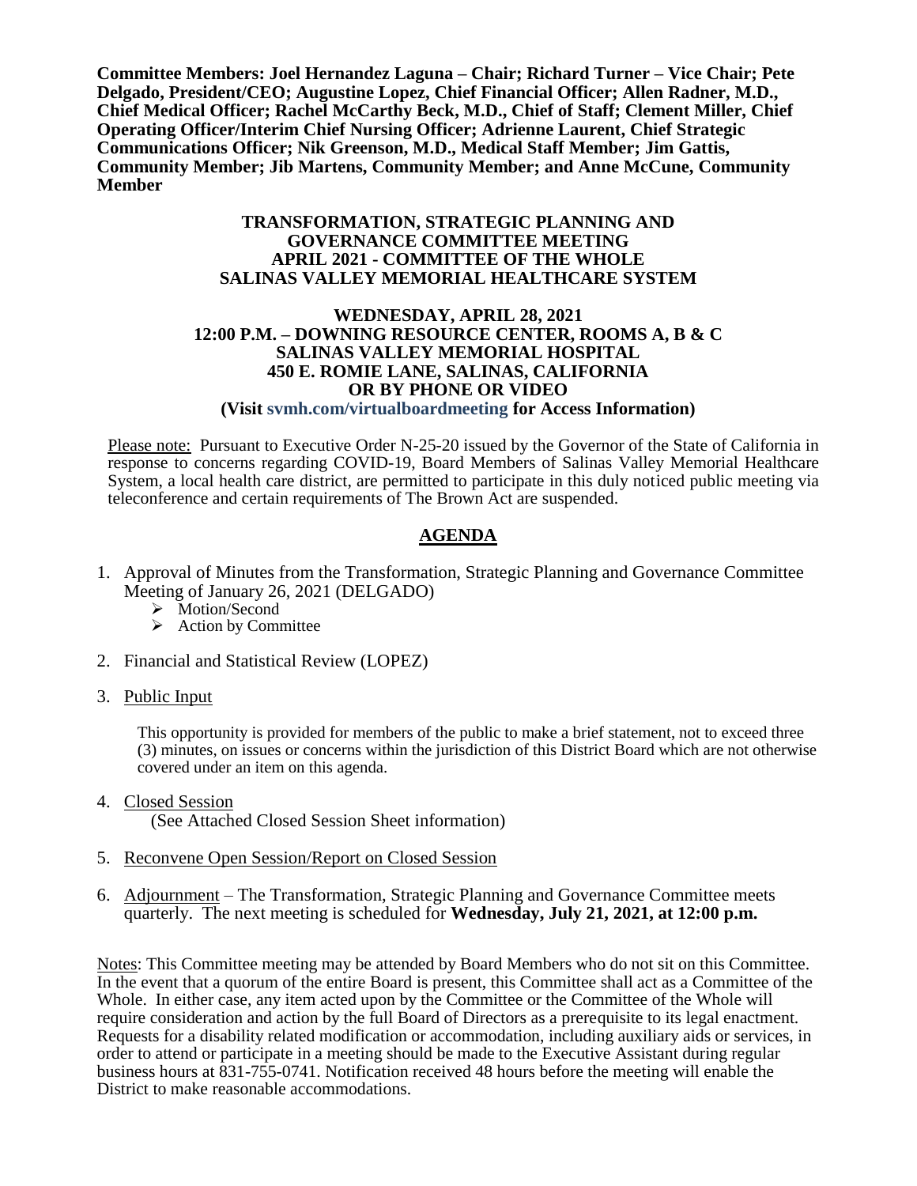**Committee Members: Joel Hernandez Laguna – Chair; Richard Turner – Vice Chair; Pete Delgado, President/CEO; Augustine Lopez, Chief Financial Officer; Allen Radner, M.D., Chief Medical Officer; Rachel McCarthy Beck, M.D., Chief of Staff; Clement Miller, Chief Operating Officer/Interim Chief Nursing Officer; Adrienne Laurent, Chief Strategic Communications Officer; Nik Greenson, M.D., Medical Staff Member; Jim Gattis, Community Member; Jib Martens, Community Member; and Anne McCune, Community Member**

# TRANSFORMATION, STRATEGIC PLANNING AND GOVERNANCE COMMITTEE MEETING
# APRIL 2021 - COMMITTEE OF THE WHOLE
# SALINAS VALLEY MEMORIAL HEALTHCARE SYSTEM

**WEDNESDAY, APRIL 28, 2021**
**12:00 P.M. – DOWNING RESOURCE CENTER, ROOMS A, B & C**
**SALINAS VALLEY MEMORIAL HOSPITAL**
**450 E. ROMIE LANE, SALINAS, CALIFORNIA**
**OR BY PHONE OR VIDEO**
**(Visit svmh.com/virtualboardmeeting for Access Information)**

Please note: Pursuant to Executive Order N-25-20 issued by the Governor of the State of California in response to concerns regarding COVID-19, Board Members of Salinas Valley Memorial Healthcare System, a local health care district, are permitted to participate in this duly noticed public meeting via teleconference and certain requirements of The Brown Act are suspended.

## AGENDA

1. Approval of Minutes from the Transformation, Strategic Planning and Governance Committee Meeting of January 26, 2021 (DELGADO)
   - Motion/Second
   - Action by Committee
2. Financial and Statistical Review (LOPEZ)
3. Public Input

   This opportunity is provided for members of the public to make a brief statement, not to exceed three (3) minutes, on issues or concerns within the jurisdiction of this District Board which are not otherwise covered under an item on this agenda.
4. Closed Session
   (See Attached Closed Session Sheet information)
5. Reconvene Open Session/Report on Closed Session
6. Adjournment – The Transformation, Strategic Planning and Governance Committee meets quarterly. The next meeting is scheduled for **Wednesday, July 21, 2021, at 12:00 p.m.**

Notes: This Committee meeting may be attended by Board Members who do not sit on this Committee. In the event that a quorum of the entire Board is present, this Committee shall act as a Committee of the Whole. In either case, any item acted upon by the Committee or the Committee of the Whole will require consideration and action by the full Board of Directors as a prerequisite to its legal enactment. Requests for a disability related modification or accommodation, including auxiliary aids or services, in order to attend or participate in a meeting should be made to the Executive Assistant during regular business hours at 831-755-0741. Notification received 48 hours before the meeting will enable the District to make reasonable accommodations.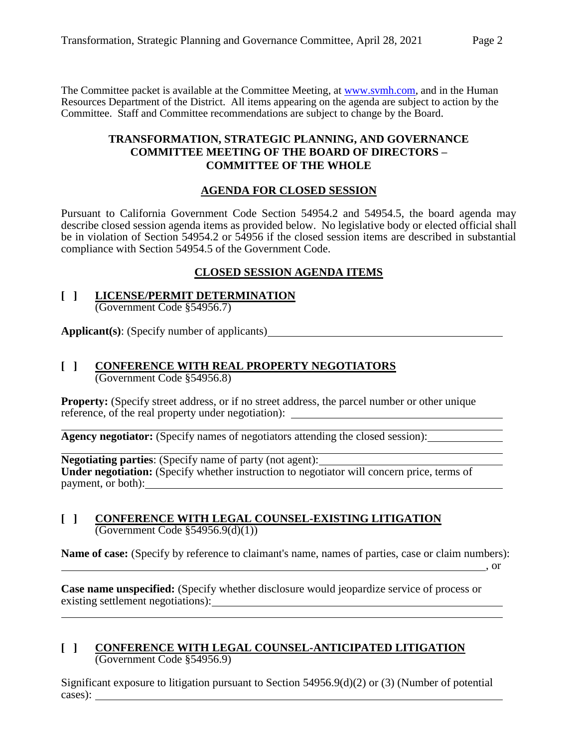The Committee packet is available at the Committee Meeting, at www.svmh.com, and in the Human Resources Department of the District. All items appearing on the agenda are subject to action by the Committee. Staff and Committee recommendations are subject to change by the Board.

**TRANSFORMATION, STRATEGIC PLANNING, AND GOVERNANCE COMMITTEE MEETING OF THE BOARD OF DIRECTORS – COMMITTEE OF THE WHOLE**

**AGENDA FOR CLOSED SESSION**

Pursuant to California Government Code Section 54954.2 and 54954.5, the board agenda may describe closed session agenda items as provided below. No legislative body or elected official shall be in violation of Section 54954.2 or 54956 if the closed session items are described in substantial compliance with Section 54954.5 of the Government Code.

**CLOSED SESSION AGENDA ITEMS**

**[ ] LICENSE/PERMIT DETERMINATION**
(Government Code §54956.7)

**Applicant(s)**: (Specify number of applicants) ______________________________

**[ ] CONFERENCE WITH REAL PROPERTY NEGOTIATORS**
(Government Code §54956.8)

**Property:** (Specify street address, or if no street address, the parcel number or other unique reference, of the real property under negotiation): ______________________________

**Agency negotiator:** (Specify names of negotiators attending the closed session): ______________________________

**Negotiating parties**: (Specify name of party (not agent): ______________________________
**Under negotiation:** (Specify whether instruction to negotiator will concern price, terms of payment, or both): ______________________________

**[ ] CONFERENCE WITH LEGAL COUNSEL-EXISTING LITIGATION**
(Government Code §54956.9(d)(1))

**Name of case:** (Specify by reference to claimant's name, names of parties, case or claim numbers): ______________________________, or

**Case name unspecified:** (Specify whether disclosure would jeopardize service of process or existing settlement negotiations): ______________________________

**[ ] CONFERENCE WITH LEGAL COUNSEL-ANTICIPATED LITIGATION**
(Government Code §54956.9)

Significant exposure to litigation pursuant to Section 54956.9(d)(2) or (3) (Number of potential cases): ______________________________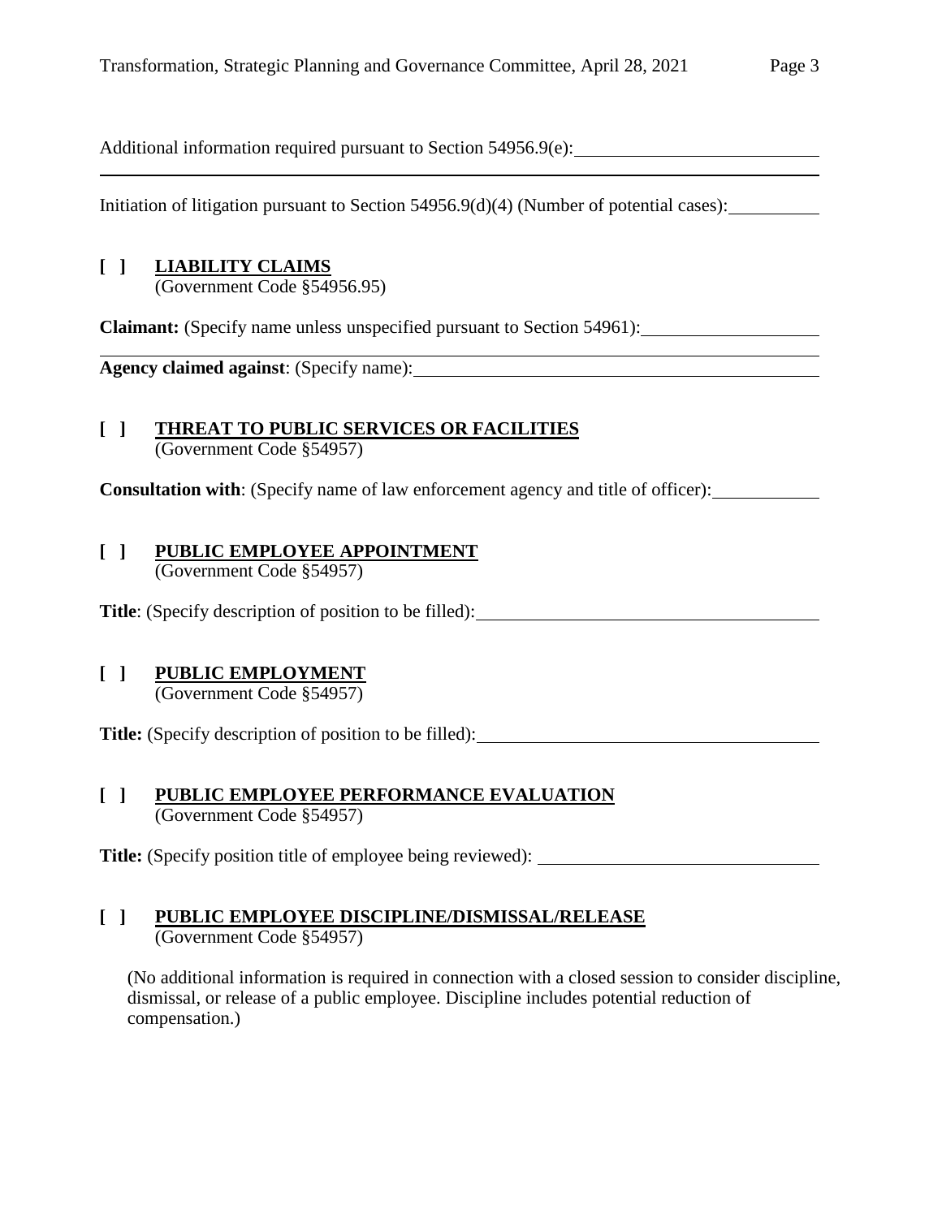Additional information required pursuant to Section 54956.9(e): \_\_\_\_\_\_\_\_\_\_\_\_\_\_\_\_\_\_\_\_\_\_\_\_\_\_

Initiation of litigation pursuant to Section 54956.9(d)(4) (Number of potential cases): \_\_\_\_\_\_\_\_\_\_

**[ ] LIABILITY CLAIMS**
(Government Code §54956.95)

**Claimant:** (Specify name unless unspecified pursuant to Section 54961): \_\_\_\_\_\_\_\_\_\_\_\_\_\_\_\_\_\_\_\_

**Agency claimed against**: (Specify name): \_\_\_\_\_\_\_\_\_\_\_\_\_\_\_\_\_\_\_\_\_\_\_\_\_\_\_\_\_\_\_\_\_\_\_\_\_\_\_\_\_\_\_\_

**[ ] THREAT TO PUBLIC SERVICES OR FACILITIES**
(Government Code §54957)

**Consultation with**: (Specify name of law enforcement agency and title of officer): \_\_\_\_\_\_\_\_\_\_\_\_

**[ ] PUBLIC EMPLOYEE APPOINTMENT**
(Government Code §54957)

**Title**: (Specify description of position to be filled): \_\_\_\_\_\_\_\_\_\_\_\_\_\_\_\_\_\_\_\_\_\_\_\_\_\_\_\_\_\_\_\_\_\_\_\_\_\_

**[ ] PUBLIC EMPLOYMENT**
(Government Code §54957)

**Title:** (Specify description of position to be filled): \_\_\_\_\_\_\_\_\_\_\_\_\_\_\_\_\_\_\_\_\_\_\_\_\_\_\_\_\_\_\_\_\_\_\_\_\_\_

**[ ] PUBLIC EMPLOYEE PERFORMANCE EVALUATION**
(Government Code §54957)

**Title:** (Specify position title of employee being reviewed): \_\_\_\_\_\_\_\_\_\_\_\_\_\_\_\_\_\_\_\_\_\_\_\_\_\_\_\_\_\_\_

**[ ] PUBLIC EMPLOYEE DISCIPLINE/DISMISSAL/RELEASE**
(Government Code §54957)

(No additional information is required in connection with a closed session to consider discipline, dismissal, or release of a public employee. Discipline includes potential reduction of compensation.)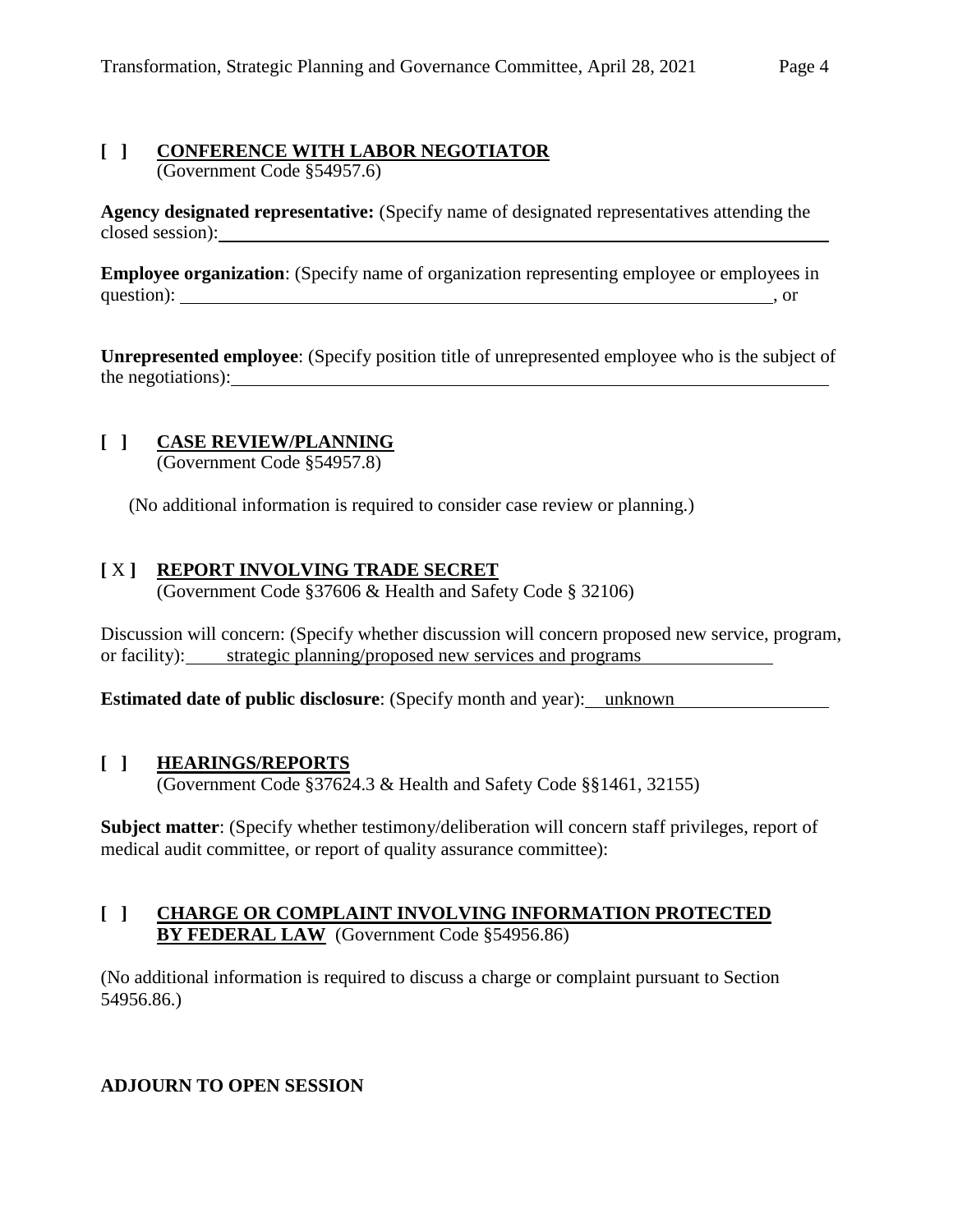**[ ] CONFERENCE WITH LABOR NEGOTIATOR**
(Government Code §54957.6)

**Agency designated representative:** (Specify name of designated representatives attending the closed session): ______________________________

**Employee organization**: (Specify name of organization representing employee or employees in question): ______________________________, or

**Unrepresented employee**: (Specify position title of unrepresented employee who is the subject of the negotiations): ______________________________

**[ ] CASE REVIEW/PLANNING**
(Government Code §54957.8)

(No additional information is required to consider case review or planning.)

**[ X ] REPORT INVOLVING TRADE SECRET**
(Government Code §37606 & Health and Safety Code § 32106)

Discussion will concern: (Specify whether discussion will concern proposed new service, program, or facility): strategic planning/proposed new services and programs

**Estimated date of public disclosure**: (Specify month and year): unknown

**[ ] HEARINGS/REPORTS**
(Government Code §37624.3 & Health and Safety Code §§1461, 32155)

**Subject matter**: (Specify whether testimony/deliberation will concern staff privileges, report of medical audit committee, or report of quality assurance committee):

**[ ] CHARGE OR COMPLAINT INVOLVING INFORMATION PROTECTED BY FEDERAL LAW** (Government Code §54956.86)

(No additional information is required to discuss a charge or complaint pursuant to Section 54956.86.)

**ADJOURN TO OPEN SESSION**